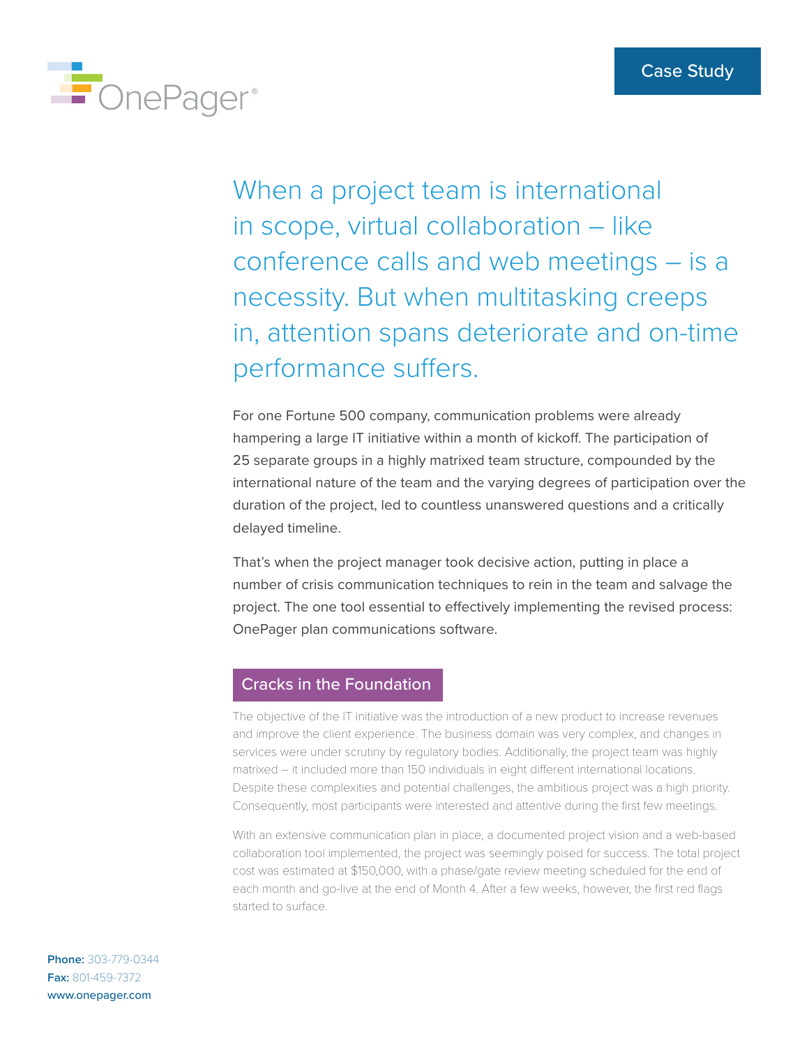OnePager®

Case Study

When a project team is international in scope, virtual collaboration – like conference calls and web meetings – is a necessity. But when multitasking creeps in, attention spans deteriorate and on-time performance suffers.

For one Fortune 500 company, communication problems were already hampering a large IT initiative within a month of kickoff. The participation of 25 separate groups in a highly matrixed team structure, compounded by the international nature of the team and the varying degrees of participation over the duration of the project, led to countless unanswered questions and a critically delayed timeline.

That's when the project manager took decisive action, putting in place a number of crisis communication techniques to rein in the team and salvage the project. The one tool essential to effectively implementing the revised process: OnePager plan communications software.

## Cracks in the Foundation

The objective of the IT initiative was the introduction of a new product to increase revenues and improve the client experience. The business domain was very complex, and changes in services were under scrutiny by regulatory bodies. Additionally, the project team was highly matrixed – it included more than 150 individuals in eight different international locations. Despite these complexities and potential challenges, the ambitious project was a high priority. Consequently, most participants were interested and attentive during the first few meetings.

With an extensive communication plan in place, a documented project vision and a web-based collaboration tool implemented, the project was seemingly poised for success. The total project cost was estimated at $150,000, with a phase/gate review meeting scheduled for the end of each month and go-live at the end of Month 4. After a few weeks, however, the first red flags started to surface.

**Phone:** 303-779-0344
**Fax:** 801-459-7372
www.onepager.com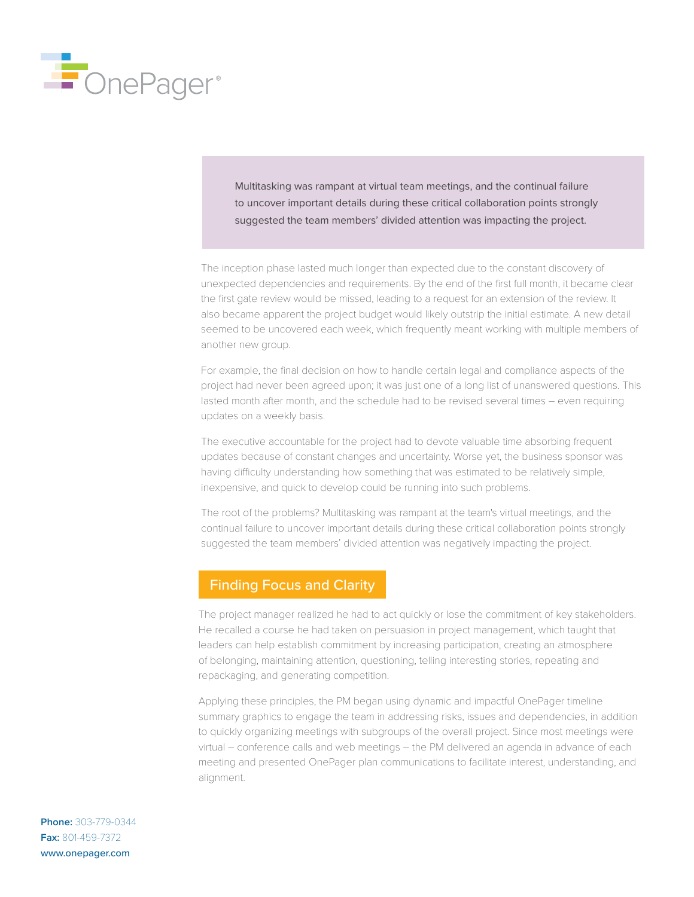> Multitasking was rampant at virtual team meetings, and the continual failure to uncover important details during these critical collaboration points strongly suggested the team members' divided attention was impacting the project.

The inception phase lasted much longer than expected due to the constant discovery of unexpected dependencies and requirements. By the end of the first full month, it became clear the first gate review would be missed, leading to a request for an extension of the review. It also became apparent the project budget would likely outstrip the initial estimate. A new detail seemed to be uncovered each week, which frequently meant working with multiple members of another new group.

For example, the final decision on how to handle certain legal and compliance aspects of the project had never been agreed upon; it was just one of a long list of unanswered questions. This lasted month after month, and the schedule had to be revised several times – even requiring updates on a weekly basis.

The executive accountable for the project had to devote valuable time absorbing frequent updates because of constant changes and uncertainty. Worse yet, the business sponsor was having difficulty understanding how something that was estimated to be relatively simple, inexpensive, and quick to develop could be running into such problems.

The root of the problems? Multitasking was rampant at the team's virtual meetings, and the continual failure to uncover important details during these critical collaboration points strongly suggested the team members' divided attention was negatively impacting the project.

## Finding Focus and Clarity

The project manager realized he had to act quickly or lose the commitment of key stakeholders. He recalled a course he had taken on persuasion in project management, which taught that leaders can help establish commitment by increasing participation, creating an atmosphere of belonging, maintaining attention, questioning, telling interesting stories, repeating and repackaging, and generating competition.

Applying these principles, the PM began using dynamic and impactful OnePager timeline summary graphics to engage the team in addressing risks, issues and dependencies, in addition to quickly organizing meetings with subgroups of the overall project. Since most meetings were virtual – conference calls and web meetings – the PM delivered an agenda in advance of each meeting and presented OnePager plan communications to facilitate interest, understanding, and alignment.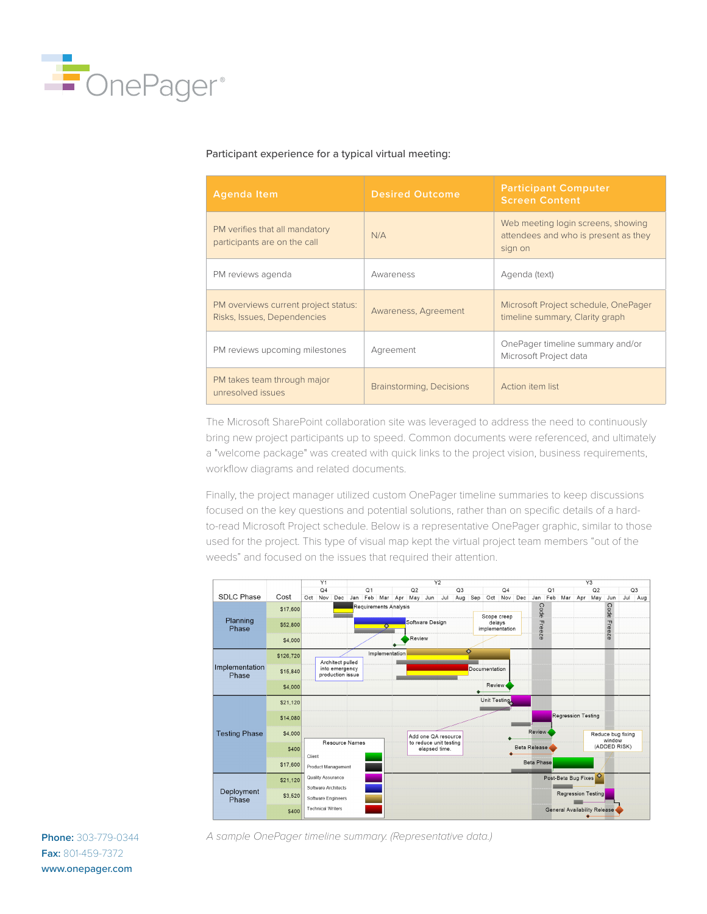Participant experience for a typical virtual meeting:

| Agenda Item | Desired Outcome | Participant Computer Screen Content |
| --- | --- | --- |
| PM verifies that all mandatory participants are on the call | N/A | Web meeting login screens, showing attendees and who is present as they sign on |
| PM reviews agenda | Awareness | Agenda (text) |
| PM overviews current project status: Risks, Issues, Dependencies | Awareness, Agreement | Microsoft Project schedule, OnePager timeline summary, Clarity graph |
| PM reviews upcoming milestones | Agreement | OnePager timeline summary and/or Microsoft Project data |
| PM takes team through major unresolved issues | Brainstorming, Decisions | Action item list |

The Microsoft SharePoint collaboration site was leveraged to address the need to continuously bring new project participants up to speed. Common documents were referenced, and ultimately a "welcome package" was created with quick links to the project vision, business requirements, workflow diagrams and related documents.

Finally, the project manager utilized custom OnePager timeline summaries to keep discussions focused on the key questions and potential solutions, rather than on specific details of a hard-to-read Microsoft Project schedule. Below is a representative OnePager graphic, similar to those used for the project. This type of visual map kept the virtual project team members "out of the weeds" and focused on the issues that required their attention.

*A sample OnePager timeline summary. (Representative data.)*

**Phone:** 303-779-0344
**Fax:** 801-459-7372
**www.onepager.com**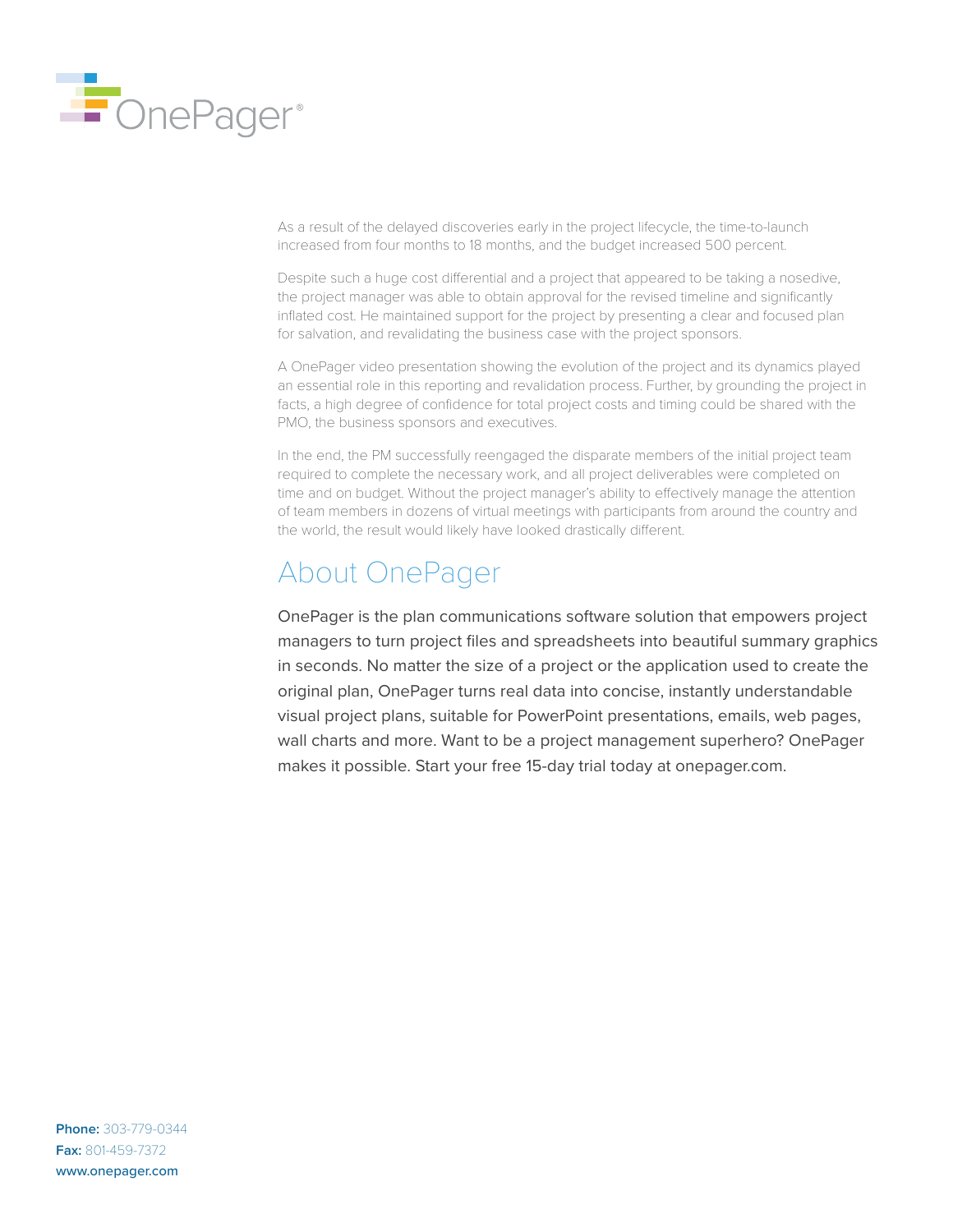As a result of the delayed discoveries early in the project lifecycle, the time-to-launch increased from four months to 18 months, and the budget increased 500 percent.

Despite such a huge cost differential and a project that appeared to be taking a nosedive, the project manager was able to obtain approval for the revised timeline and significantly inflated cost. He maintained support for the project by presenting a clear and focused plan for salvation, and revalidating the business case with the project sponsors.

A OnePager video presentation showing the evolution of the project and its dynamics played an essential role in this reporting and revalidation process. Further, by grounding the project in facts, a high degree of confidence for total project costs and timing could be shared with the PMO, the business sponsors and executives.

In the end, the PM successfully reengaged the disparate members of the initial project team required to complete the necessary work, and all project deliverables were completed on time and on budget. Without the project manager's ability to effectively manage the attention of team members in dozens of virtual meetings with participants from around the country and the world, the result would likely have looked drastically different.

## About OnePager

OnePager is the plan communications software solution that empowers project managers to turn project files and spreadsheets into beautiful summary graphics in seconds. No matter the size of a project or the application used to create the original plan, OnePager turns real data into concise, instantly understandable visual project plans, suitable for PowerPoint presentations, emails, web pages, wall charts and more. Want to be a project management superhero? OnePager makes it possible. Start your free 15-day trial today at onepager.com.

**Phone:** 303-779-0344
**Fax:** 801-459-7372
www.onepager.com